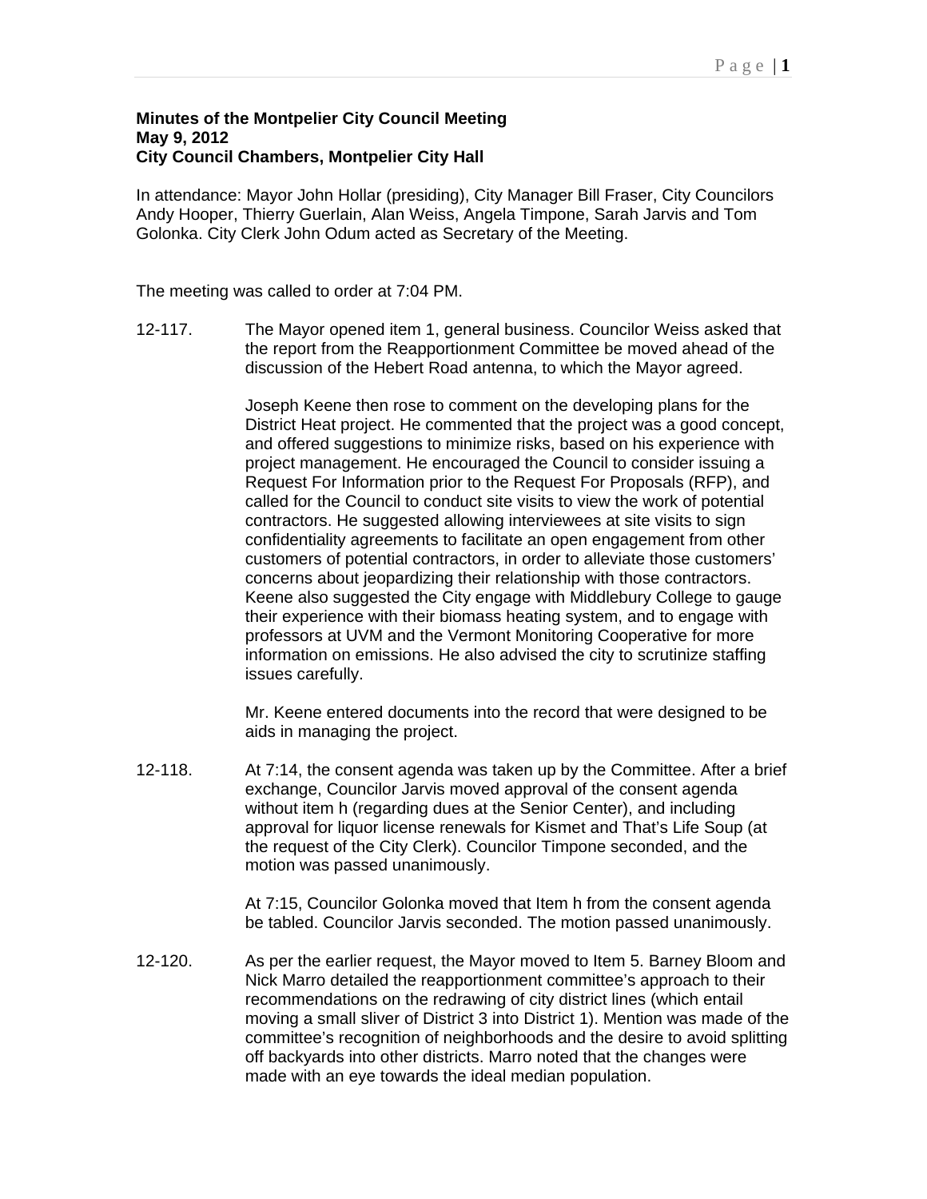**Minutes of the Montpelier City Council Meeting**
**May 9, 2012**
**City Council Chambers, Montpelier City Hall**

In attendance: Mayor John Hollar (presiding), City Manager Bill Fraser, City Councilors Andy Hooper, Thierry Guerlain, Alan Weiss, Angela Timpone, Sarah Jarvis and Tom Golonka. City Clerk John Odum acted as Secretary of the Meeting.

The meeting was called to order at 7:04 PM.

12-117. The Mayor opened item 1, general business. Councilor Weiss asked that the report from the Reapportionment Committee be moved ahead of the discussion of the Hebert Road antenna, to which the Mayor agreed.

Joseph Keene then rose to comment on the developing plans for the District Heat project. He commented that the project was a good concept, and offered suggestions to minimize risks, based on his experience with project management. He encouraged the Council to consider issuing a Request For Information prior to the Request For Proposals (RFP), and called for the Council to conduct site visits to view the work of potential contractors. He suggested allowing interviewees at site visits to sign confidentiality agreements to facilitate an open engagement from other customers of potential contractors, in order to alleviate those customers' concerns about jeopardizing their relationship with those contractors. Keene also suggested the City engage with Middlebury College to gauge their experience with their biomass heating system, and to engage with professors at UVM and the Vermont Monitoring Cooperative for more information on emissions. He also advised the city to scrutinize staffing issues carefully.

Mr. Keene entered documents into the record that were designed to be aids in managing the project.

12-118. At 7:14, the consent agenda was taken up by the Committee. After a brief exchange, Councilor Jarvis moved approval of the consent agenda without item h (regarding dues at the Senior Center), and including approval for liquor license renewals for Kismet and That's Life Soup (at the request of the City Clerk). Councilor Timpone seconded, and the motion was passed unanimously.

At 7:15, Councilor Golonka moved that Item h from the consent agenda be tabled. Councilor Jarvis seconded. The motion passed unanimously.

12-120. As per the earlier request, the Mayor moved to Item 5. Barney Bloom and Nick Marro detailed the reapportionment committee's approach to their recommendations on the redrawing of city district lines (which entail moving a small sliver of District 3 into District 1). Mention was made of the committee's recognition of neighborhoods and the desire to avoid splitting off backyards into other districts. Marro noted that the changes were made with an eye towards the ideal median population.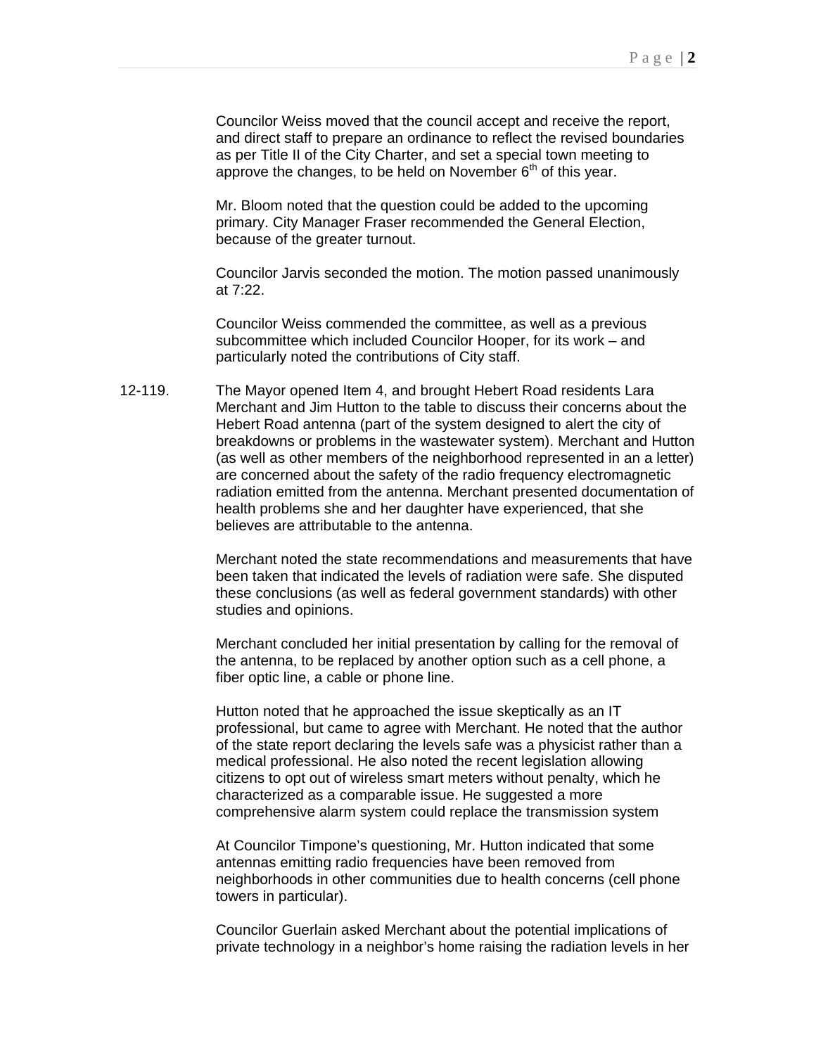Councilor Weiss moved that the council accept and receive the report, and direct staff to prepare an ordinance to reflect the revised boundaries as per Title II of the City Charter, and set a special town meeting to approve the changes, to be held on November 6th of this year.

Mr. Bloom noted that the question could be added to the upcoming primary. City Manager Fraser recommended the General Election, because of the greater turnout.

Councilor Jarvis seconded the motion. The motion passed unanimously at 7:22.

Councilor Weiss commended the committee, as well as a previous subcommittee which included Councilor Hooper, for its work – and particularly noted the contributions of City staff.

12-119. The Mayor opened Item 4, and brought Hebert Road residents Lara Merchant and Jim Hutton to the table to discuss their concerns about the Hebert Road antenna (part of the system designed to alert the city of breakdowns or problems in the wastewater system). Merchant and Hutton (as well as other members of the neighborhood represented in an a letter) are concerned about the safety of the radio frequency electromagnetic radiation emitted from the antenna. Merchant presented documentation of health problems she and her daughter have experienced, that she believes are attributable to the antenna.

Merchant noted the state recommendations and measurements that have been taken that indicated the levels of radiation were safe. She disputed these conclusions (as well as federal government standards) with other studies and opinions.

Merchant concluded her initial presentation by calling for the removal of the antenna, to be replaced by another option such as a cell phone, a fiber optic line, a cable or phone line.

Hutton noted that he approached the issue skeptically as an IT professional, but came to agree with Merchant. He noted that the author of the state report declaring the levels safe was a physicist rather than a medical professional. He also noted the recent legislation allowing citizens to opt out of wireless smart meters without penalty, which he characterized as a comparable issue. He suggested a more comprehensive alarm system could replace the transmission system

At Councilor Timpone's questioning, Mr. Hutton indicated that some antennas emitting radio frequencies have been removed from neighborhoods in other communities due to health concerns (cell phone towers in particular).

Councilor Guerlain asked Merchant about the potential implications of private technology in a neighbor's home raising the radiation levels in her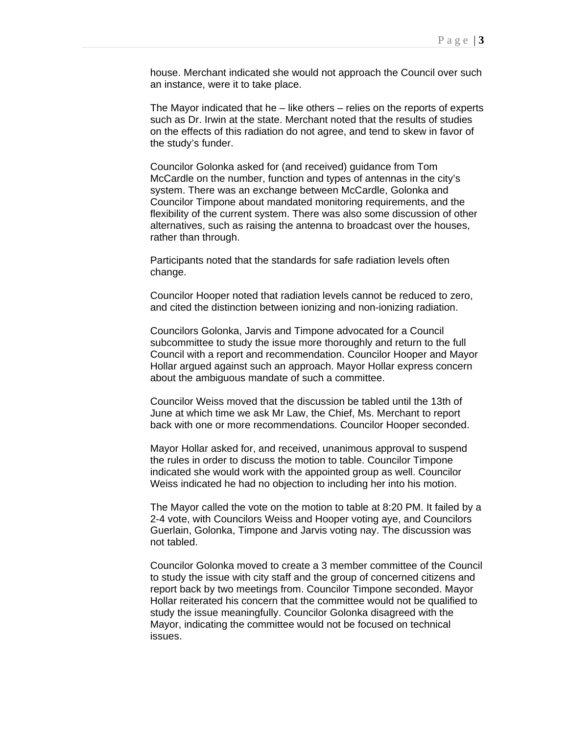house. Merchant indicated she would not approach the Council over such an instance, were it to take place.

The Mayor indicated that he – like others – relies on the reports of experts such as Dr. Irwin at the state. Merchant noted that the results of studies on the effects of this radiation do not agree, and tend to skew in favor of the study's funder.

Councilor Golonka asked for (and received) guidance from Tom McCardle on the number, function and types of antennas in the city's system. There was an exchange between McCardle, Golonka and Councilor Timpone about mandated monitoring requirements, and the flexibility of the current system. There was also some discussion of other alternatives, such as raising the antenna to broadcast over the houses, rather than through.

Participants noted that the standards for safe radiation levels often change.

Councilor Hooper noted that radiation levels cannot be reduced to zero, and cited the distinction between ionizing and non-ionizing radiation.

Councilors Golonka, Jarvis and Timpone advocated for a Council subcommittee to study the issue more thoroughly and return to the full Council with a report and recommendation. Councilor Hooper and Mayor Hollar argued against such an approach. Mayor Hollar express concern about the ambiguous mandate of such a committee.

Councilor Weiss moved that the discussion be tabled until the 13th of June at which time we ask Mr Law, the Chief, Ms. Merchant to report back with one or more recommendations. Councilor Hooper seconded.

Mayor Hollar asked for, and received, unanimous approval to suspend the rules in order to discuss the motion to table. Councilor Timpone indicated she would work with the appointed group as well. Councilor Weiss indicated he had no objection to including her into his motion.

The Mayor called the vote on the motion to table at 8:20 PM. It failed by a 2-4 vote, with Councilors Weiss and Hooper voting aye, and Councilors Guerlain, Golonka, Timpone and Jarvis voting nay. The discussion was not tabled.

Councilor Golonka moved to create a 3 member committee of the Council to study the issue with city staff and the group of concerned citizens and report back by two meetings from. Councilor Timpone seconded. Mayor Hollar reiterated his concern that the committee would not be qualified to study the issue meaningfully. Councilor Golonka disagreed with the Mayor, indicating the committee would not be focused on technical issues.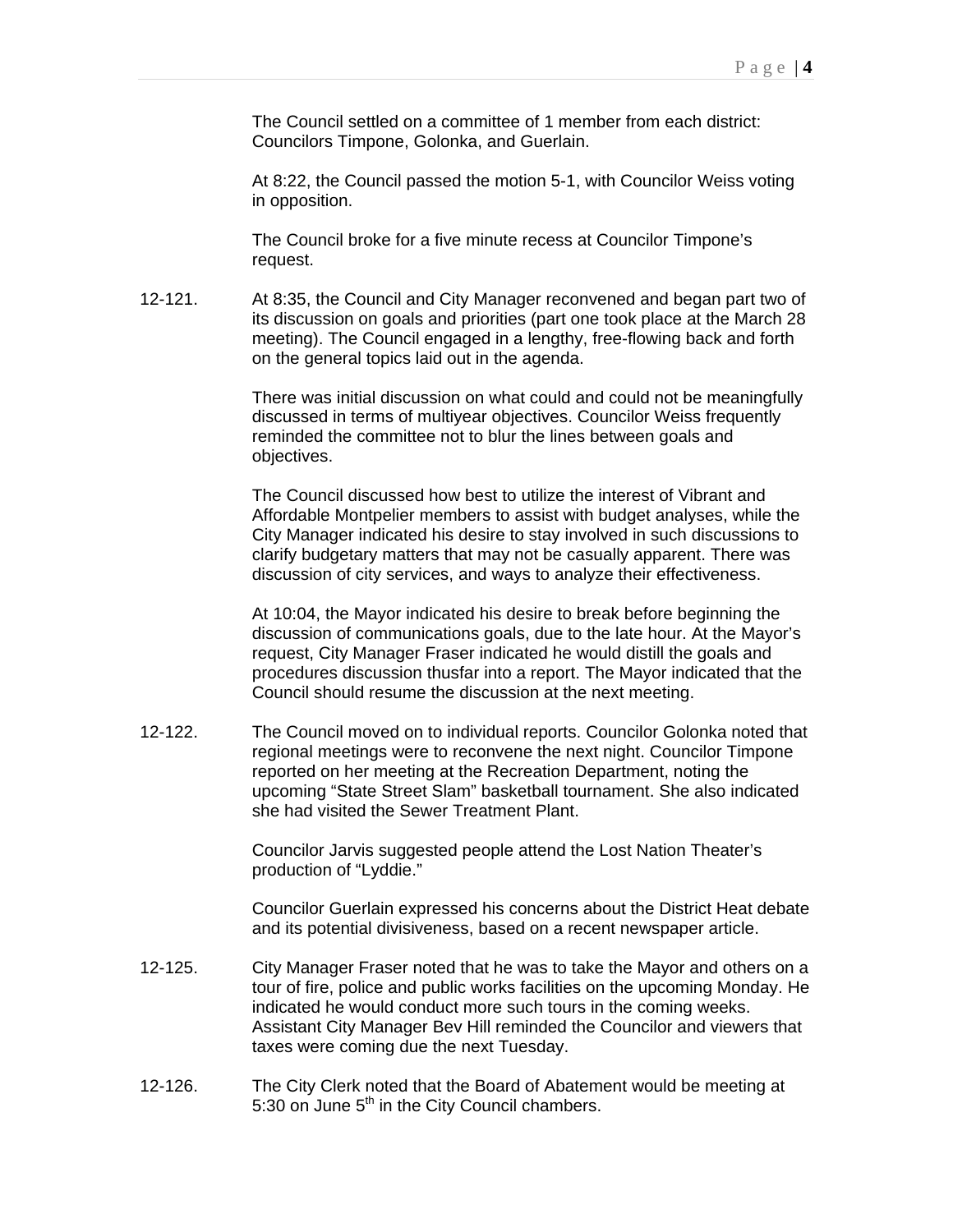The Council settled on a committee of 1 member from each district: Councilors Timpone, Golonka, and Guerlain.

At 8:22, the Council passed the motion 5-1, with Councilor Weiss voting in opposition.

The Council broke for a five minute recess at Councilor Timpone's request.

12-121. At 8:35, the Council and City Manager reconvened and began part two of its discussion on goals and priorities (part one took place at the March 28 meeting). The Council engaged in a lengthy, free-flowing back and forth on the general topics laid out in the agenda.

There was initial discussion on what could and could not be meaningfully discussed in terms of multiyear objectives. Councilor Weiss frequently reminded the committee not to blur the lines between goals and objectives.

The Council discussed how best to utilize the interest of Vibrant and Affordable Montpelier members to assist with budget analyses, while the City Manager indicated his desire to stay involved in such discussions to clarify budgetary matters that may not be casually apparent. There was discussion of city services, and ways to analyze their effectiveness.

At 10:04, the Mayor indicated his desire to break before beginning the discussion of communications goals, due to the late hour. At the Mayor's request, City Manager Fraser indicated he would distill the goals and procedures discussion thusfar into a report. The Mayor indicated that the Council should resume the discussion at the next meeting.

12-122. The Council moved on to individual reports. Councilor Golonka noted that regional meetings were to reconvene the next night. Councilor Timpone reported on her meeting at the Recreation Department, noting the upcoming "State Street Slam" basketball tournament. She also indicated she had visited the Sewer Treatment Plant.

Councilor Jarvis suggested people attend the Lost Nation Theater's production of "Lyddie."

Councilor Guerlain expressed his concerns about the District Heat debate and its potential divisiveness, based on a recent newspaper article.

12-125. City Manager Fraser noted that he was to take the Mayor and others on a tour of fire, police and public works facilities on the upcoming Monday. He indicated he would conduct more such tours in the coming weeks. Assistant City Manager Bev Hill reminded the Councilor and viewers that taxes were coming due the next Tuesday.

12-126. The City Clerk noted that the Board of Abatement would be meeting at 5:30 on June 5th in the City Council chambers.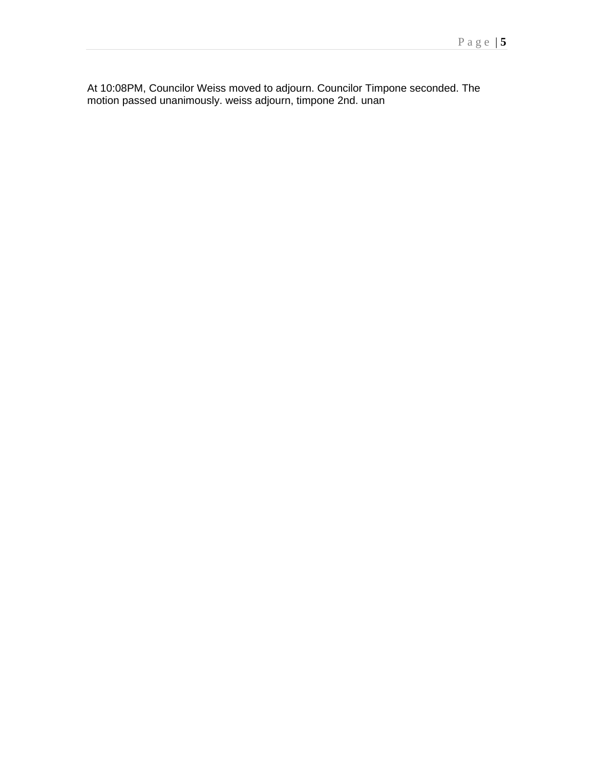At 10:08PM, Councilor Weiss moved to adjourn. Councilor Timpone seconded. The motion passed unanimously. weiss adjourn, timpone 2nd. unan